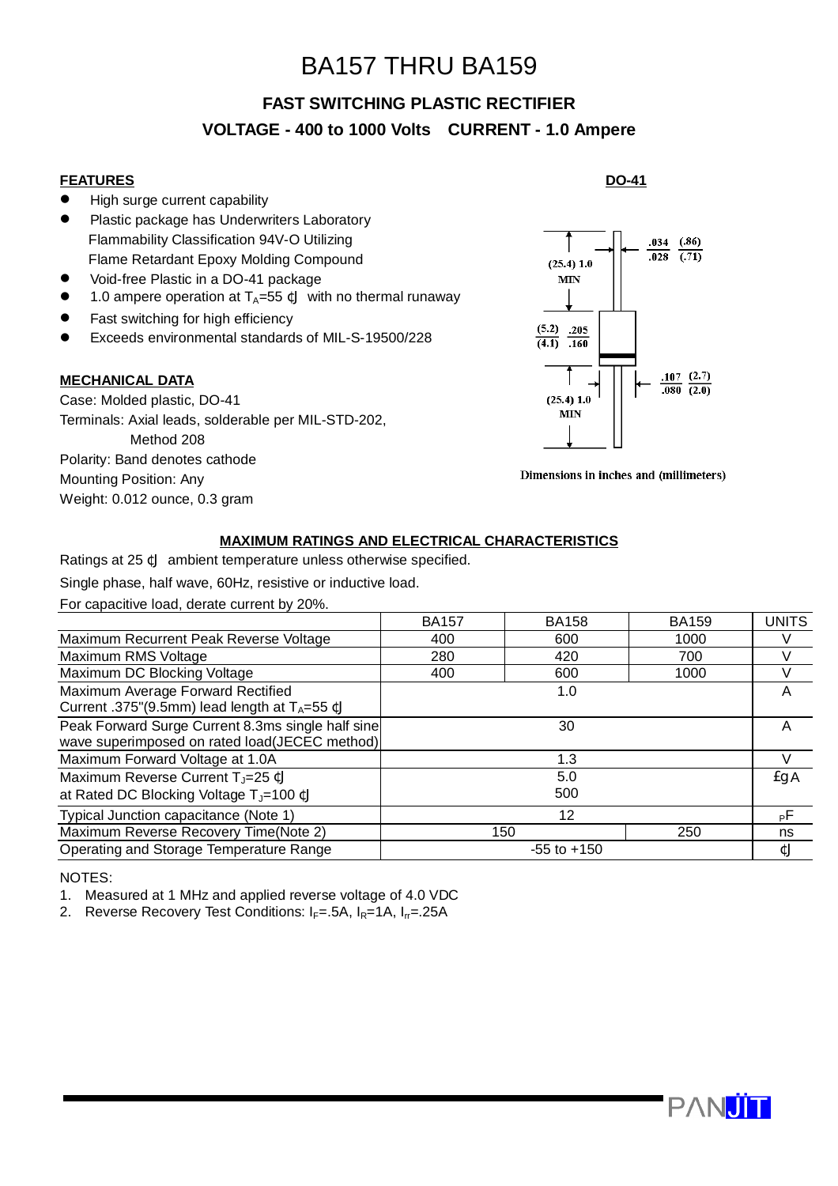# BA157 THRU BA159

## FAST SWITCHING PLASTIC RECTIFIER

## VOLTAGE - 400 to 1000 Volts   CURRENT - 1.0 Ampere

### FEATURES

- High surge current capability
- Plastic package has Underwriters Laboratory Flammability Classification 94V-O Utilizing Flame Retardant Epoxy Molding Compound
- Void-free Plastic in a DO-41 package
- 1.0 ampere operation at $T_A$=55 ℃ with no thermal runaway
- Fast switching for high efficiency
- Exceeds environmental standards of MIL-S-19500/228

**DO-41**

(25.4) 1.0 MIN

.034 (.86)
.028 (.71)

(5.2) .205
(4.1) .160

.107 (2.7)
.080 (2.0)

(25.4) 1.0 MIN

Dimensions in inches and (millimeters)

### MECHANICAL DATA

Case: Molded plastic, DO-41

Terminals: Axial leads, solderable per MIL-STD-202, Method 208

Polarity: Band denotes cathode

Mounting Position: Any

Weight: 0.012 ounce, 0.3 gram

### MAXIMUM RATINGS AND ELECTRICAL CHARACTERISTICS

Ratings at 25 ℃ ambient temperature unless otherwise specified.

Single phase, half wave, 60Hz, resistive or inductive load.

For capacitive load, derate current by 20%.

| | BA157 | BA158 | BA159 | UNITS |
|---|---|---|---|---|
| Maximum Recurrent Peak Reverse Voltage | 400 | 600 | 1000 | V |
| Maximum RMS Voltage | 280 | 420 | 700 | V |
| Maximum DC Blocking Voltage | 400 | 600 | 1000 | V |
| Maximum Average Forward Rectified Current .375"(9.5mm) lead length at $T_A$=55 ℃ | | 1.0 | | A |
| Peak Forward Surge Current 8.3ms single half sine wave superimposed on rated load(JECEC method) | | 30 | | A |
| Maximum Forward Voltage at 1.0A | | 1.3 | | V |
| Maximum Reverse Current $T_J$=25 ℃ at Rated DC Blocking Voltage $T_J$=100 ℃ | | 5.0<br>500 | | μA |
| Typical Junction capacitance (Note 1) | | 12 | | pF |
| Maximum Reverse Recovery Time(Note 2) | 150 | | 250 | ns |
| Operating and Storage Temperature Range | | -55 to +150 | | ℃ |

NOTES:

1. Measured at 1 MHz and applied reverse voltage of 4.0 VDC
2. Reverse Recovery Test Conditions: $I_F$=.5A, $I_R$=1A, $I_{rr}$=.25A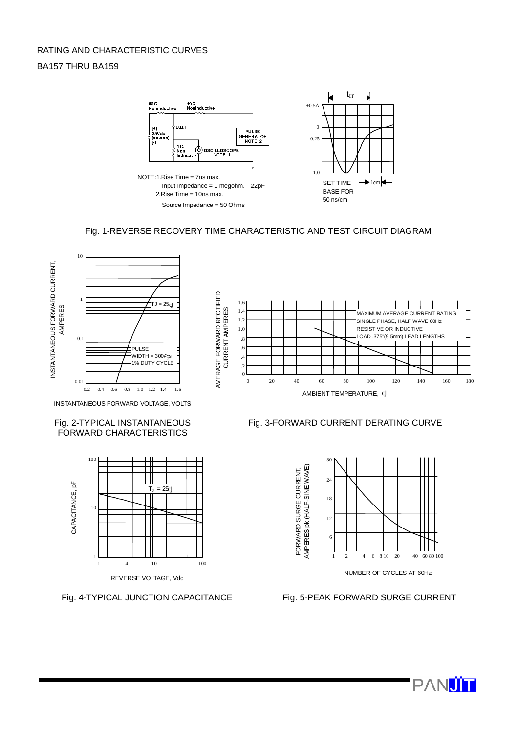RATING AND CHARACTERISTIC CURVES

BA157 THRU BA159

50Ω Noninductive
10Ω Noninductive
(+) 25Vdc (approx) (-)
D.U.T
PULSE GENERATOR NOTE 2
1Ω Non Inductive
OSCILLOSCOPE NOTE 1

NOTE:1.Rise Time = 7ns max.
Input Impedance = 1 megohm. 22pF
2.Rise Time = 10ns max.
Source Impedance = 50 Ohms

$t_{rr}$
+0.5A
0
-0.25
-1.0
SET TIME BASE FOR 50 ns/cm
1cm

Fig. 1-REVERSE RECOVERY TIME CHARACTERISTIC AND TEST CIRCUIT DIAGRAM

INSTANTANEOUS FORWARD CURRENT, AMPERES
10
1
0.1
0.01
TJ = 25°C
PULSE WIDTH = 300μs
1% DUTY CYCLE
0.2 0.4 0.6 0.8 1.0 1.2 1.4 1.6
INSTANTANEOUS FORWARD VOLTAGE, VOLTS

Fig. 2-TYPICAL INSTANTANEOUS FORWARD CHARACTERISTICS

AVERAGE FORWARD RECTIFIED CURRENT AMPERES
1.6
1.4
1.2
1.0
.8
.6
.4
.2
0
MAXIMUM AVERAGE CURRENT RATING
SINGLE PHASE, HALF WAVE 60Hz
RESISTIVE OR INDUCTIVE
LOAD .375"(9.5mm) LEAD LENGTHS
0 20 40 60 80 100 120 140 160 180
AMBIENT TEMPERATURE, °C

Fig. 3-FORWARD CURRENT DERATING CURVE

CAPACITANCE, pF
100
10
1
$T_J$ = 25°C
1 4 10 100
REVERSE VOLTAGE, Vdc

Fig. 4-TYPICAL JUNCTION CAPACITANCE

FORWARD SURGE CURRENT, AMPERES pk (HALF-SINE WAVE)
30
24
18
12
6
1 2 4 6 8 10 20 40 60 80 100
NUMBER OF CYCLES AT 60Hz

Fig. 5-PEAK FORWARD SURGE CURRENT